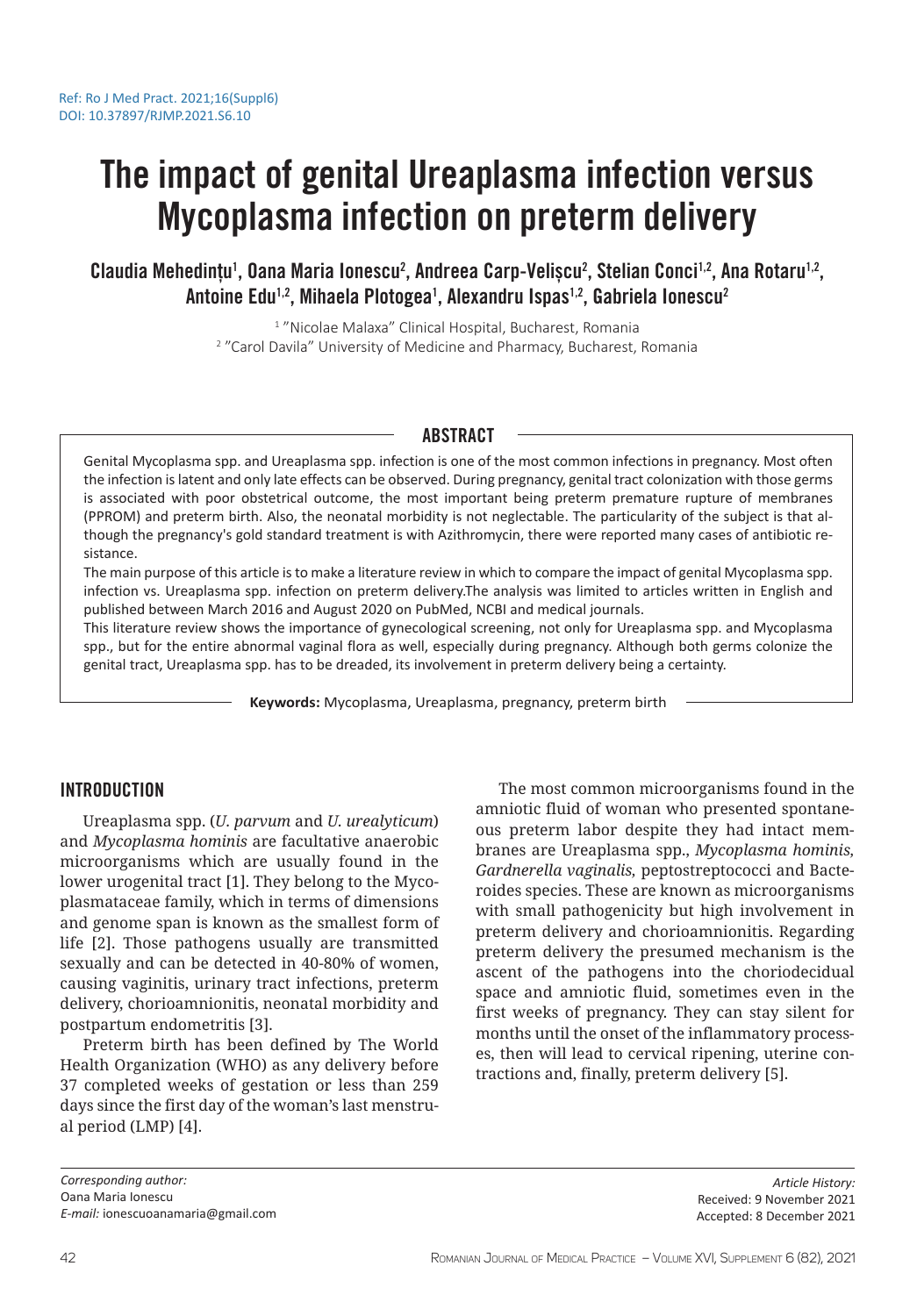Ref: Ro J Med Pract. 2021;16(Suppl6)
DOI: 10.37897/RJMP.2021.S6.10

# The impact of genital Ureaplasma infection versus Mycoplasma infection on preterm delivery

**Claudia Mehedințu[1], Oana Maria Ionescu[2], Andreea Carp-Velișcu[2], Stelian Conci[1,2], Ana Rotaru[1,2], Antoine Edu[1,2], Mihaela Plotogea[1], Alexandru Ispas[1,2], Gabriela Ionescu[2]**

[1] "Nicolae Malaxa" Clinical Hospital, Bucharest, Romania
[2] "Carol Davila" University of Medicine and Pharmacy, Bucharest, Romania

## ABSTRACT

Genital Mycoplasma spp. and Ureaplasma spp. infection is one of the most common infections in pregnancy. Most often the infection is latent and only late effects can be observed. During pregnancy, genital tract colonization with those germs is associated with poor obstetrical outcome, the most important being preterm premature rupture of membranes (PPROM) and preterm birth. Also, the neonatal morbidity is not neglectable. The particularity of the subject is that although the pregnancy's gold standard treatment is with Azithromycin, there were reported many cases of antibiotic resistance.

The main purpose of this article is to make a literature review in which to compare the impact of genital Mycoplasma spp. infection vs. Ureaplasma spp. infection on preterm delivery.The analysis was limited to articles written in English and published between March 2016 and August 2020 on PubMed, NCBI and medical journals.

This literature review shows the importance of gynecological screening, not only for Ureaplasma spp. and Mycoplasma spp., but for the entire abnormal vaginal flora as well, especially during pregnancy. Although both germs colonize the genital tract, Ureaplasma spp. has to be dreaded, its involvement in preterm delivery being a certainty.

**Keywords:** Mycoplasma, Ureaplasma, pregnancy, preterm birth

## INTRODUCTION

Ureaplasma spp. (*U. parvum* and *U. urealyticum*) and *Mycoplasma hominis* are facultative anaerobic microorganisms which are usually found in the lower urogenital tract [1]. They belong to the Mycoplasmataceae family, which in terms of dimensions and genome span is known as the smallest form of life [2]. Those pathogens usually are transmitted sexually and can be detected in 40-80% of women, causing vaginitis, urinary tract infections, preterm delivery, chorioamnionitis, neonatal morbidity and postpartum endometritis [3].

Preterm birth has been defined by The World Health Organization (WHO) as any delivery before 37 completed weeks of gestation or less than 259 days since the first day of the woman's last menstrual period (LMP) [4].

The most common microorganisms found in the amniotic fluid of woman who presented spontaneous preterm labor despite they had intact membranes are Ureaplasma spp., *Mycoplasma hominis*, *Gardnerella vaginalis*, peptostreptococci and Bacteroides species. These are known as microorganisms with small pathogenicity but high involvement in preterm delivery and chorioamnionitis. Regarding preterm delivery the presumed mechanism is the ascent of the pathogens into the choriodecidual space and amniotic fluid, sometimes even in the first weeks of pregnancy. They can stay silent for months until the onset of the inflammatory processes, then will lead to cervical ripening, uterine contractions and, finally, preterm delivery [5].

*Corresponding author:*
Oana Maria Ionescu
*E-mail:* ionescuoanamaria@gmail.com

*Article History:*
Received: 9 November 2021
Accepted: 8 December 2021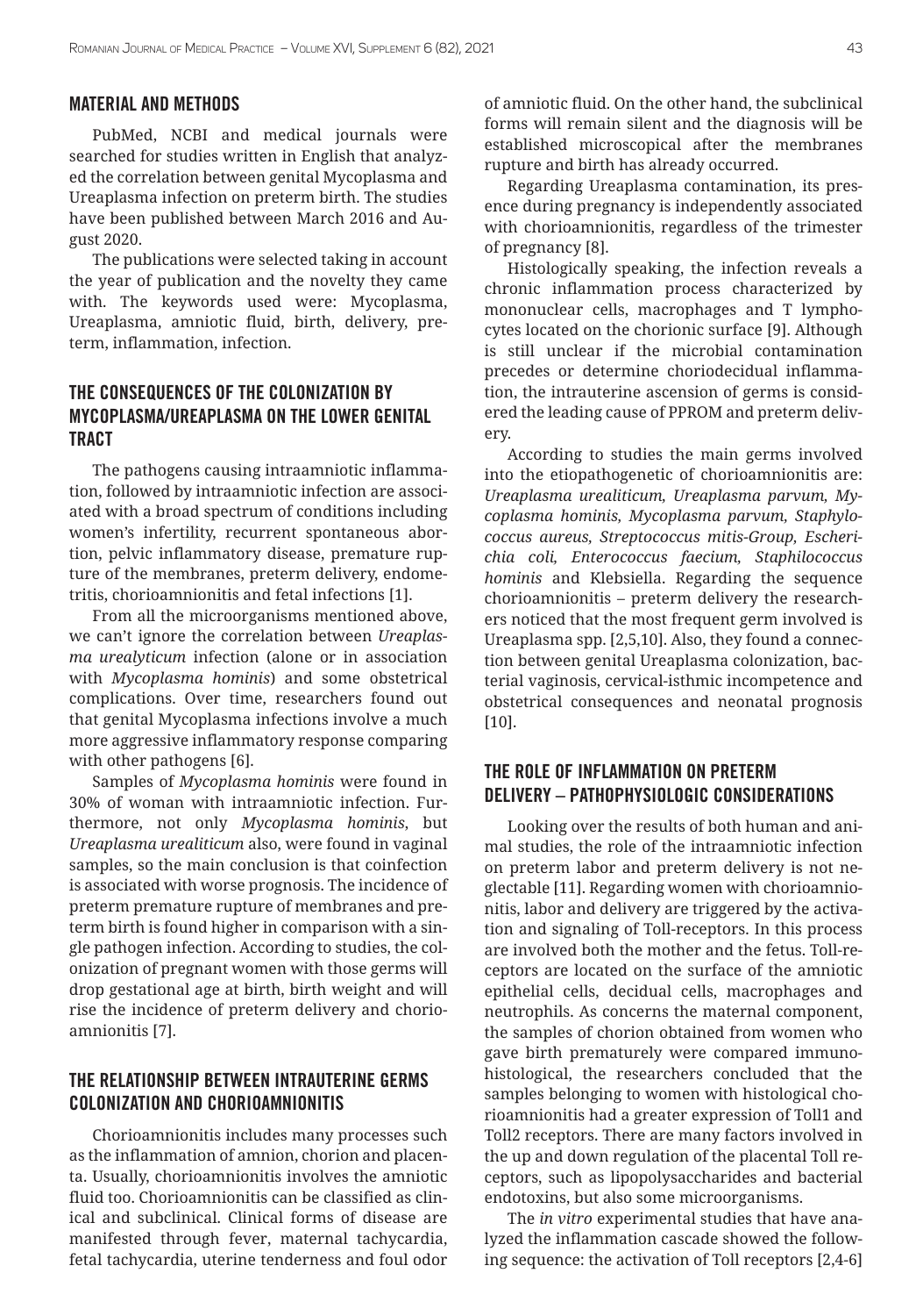## MATERIAL AND METHODS

PubMed, NCBI and medical journals were searched for studies written in English that analyzed the correlation between genital Mycoplasma and Ureaplasma infection on preterm birth. The studies have been published between March 2016 and August 2020.

The publications were selected taking in account the year of publication and the novelty they came with. The keywords used were: Mycoplasma, Ureaplasma, amniotic fluid, birth, delivery, preterm, inflammation, infection.

## THE CONSEQUENCES OF THE COLONIZATION BY MYCOPLASMA/UREAPLASMA ON THE LOWER GENITAL TRACT

The pathogens causing intraamniotic inflammation, followed by intraamniotic infection are associated with a broad spectrum of conditions including women's infertility, recurrent spontaneous abortion, pelvic inflammatory disease, premature rupture of the membranes, preterm delivery, endometritis, chorioamnionitis and fetal infections [1].

From all the microorganisms mentioned above, we can't ignore the correlation between *Ureaplasma urealyticum* infection (alone or in association with *Mycoplasma hominis*) and some obstetrical complications. Over time, researchers found out that genital Mycoplasma infections involve a much more aggressive inflammatory response comparing with other pathogens [6].

Samples of *Mycoplasma hominis* were found in 30% of woman with intraamniotic infection. Furthermore, not only *Mycoplasma hominis*, but *Ureaplasma urealiticum* also, were found in vaginal samples, so the main conclusion is that coinfection is associated with worse prognosis. The incidence of preterm premature rupture of membranes and preterm birth is found higher in comparison with a single pathogen infection. According to studies, the colonization of pregnant women with those germs will drop gestational age at birth, birth weight and will rise the incidence of preterm delivery and chorioamnionitis [7].

## THE RELATIONSHIP BETWEEN INTRAUTERINE GERMS COLONIZATION AND CHORIOAMNIONITIS

Chorioamnionitis includes many processes such as the inflammation of amnion, chorion and placenta. Usually, chorioamnionitis involves the amniotic fluid too. Chorioamnionitis can be classified as clinical and subclinical. Clinical forms of disease are manifested through fever, maternal tachycardia, fetal tachycardia, uterine tenderness and foul odor of amniotic fluid. On the other hand, the subclinical forms will remain silent and the diagnosis will be established microscopical after the membranes rupture and birth has already occurred.

Regarding Ureaplasma contamination, its presence during pregnancy is independently associated with chorioamnionitis, regardless of the trimester of pregnancy [8].

Histologically speaking, the infection reveals a chronic inflammation process characterized by mononuclear cells, macrophages and T lymphocytes located on the chorionic surface [9]. Although is still unclear if the microbial contamination precedes or determine choriodecidual inflammation, the intrauterine ascension of germs is considered the leading cause of PPROM and preterm delivery.

According to studies the main germs involved into the etiopathogenetic of chorioamnionitis are: *Ureaplasma urealiticum, Ureaplasma parvum, Mycoplasma hominis, Mycoplasma parvum, Staphylococcus aureus, Streptococcus mitis-Group, Escherichia coli, Enterococcus faecium, Staphilococcus hominis* and Klebsiella. Regarding the sequence chorioamnionitis – preterm delivery the researchers noticed that the most frequent germ involved is Ureaplasma spp. [2,5,10]. Also, they found a connection between genital Ureaplasma colonization, bacterial vaginosis, cervical-isthmic incompetence and obstetrical consequences and neonatal prognosis [10].

## THE ROLE OF INFLAMMATION ON PRETERM DELIVERY – PATHOPHYSIOLOGIC CONSIDERATIONS

Looking over the results of both human and animal studies, the role of the intraamniotic infection on preterm labor and preterm delivery is not neglectable [11]. Regarding women with chorioamnionitis, labor and delivery are triggered by the activation and signaling of Toll-receptors. In this process are involved both the mother and the fetus. Toll-receptors are located on the surface of the amniotic epithelial cells, decidual cells, macrophages and neutrophils. As concerns the maternal component, the samples of chorion obtained from women who gave birth prematurely were compared immunohistological, the researchers concluded that the samples belonging to women with histological chorioamnionitis had a greater expression of Toll1 and Toll2 receptors. There are many factors involved in the up and down regulation of the placental Toll receptors, such as lipopolysaccharides and bacterial endotoxins, but also some microorganisms.

The *in vitro* experimental studies that have analyzed the inflammation cascade showed the following sequence: the activation of Toll receptors [2,4-6]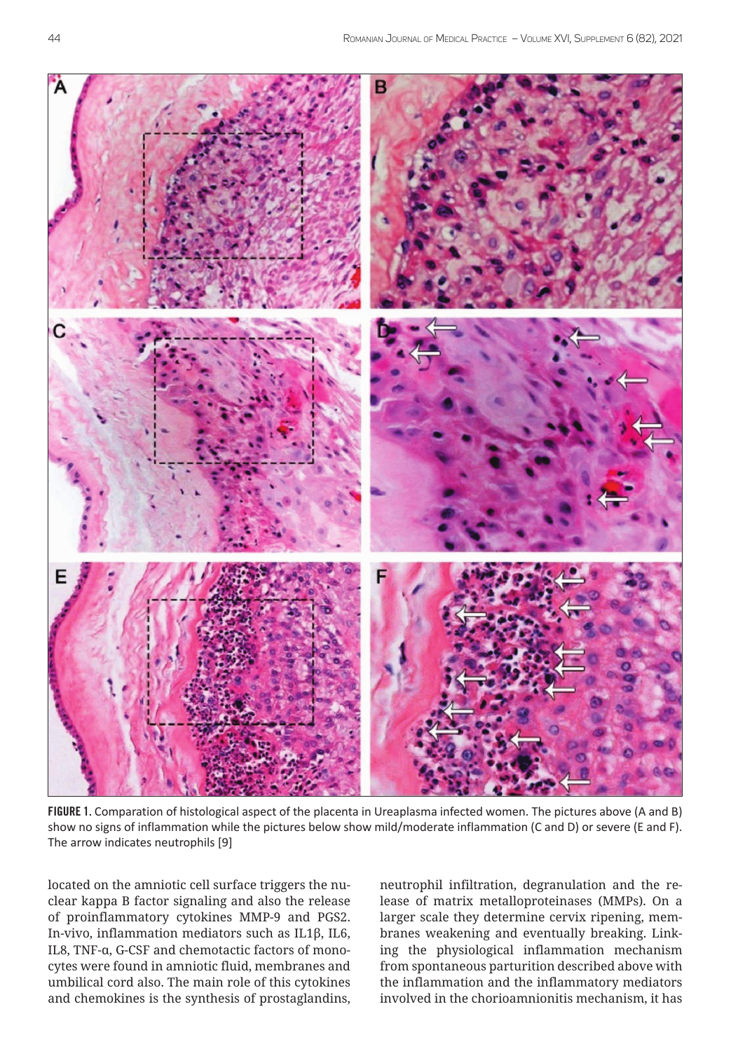FIGURE 1. Comparation of histological aspect of the placenta in Ureaplasma infected women. The pictures above (A and B) show no signs of inflammation while the pictures below show mild/moderate inflammation (C and D) or severe (E and F). The arrow indicates neutrophils [9]

located on the amniotic cell surface triggers the nuclear kappa B factor signaling and also the release of proinflammatory cytokines MMP-9 and PGS2. In-vivo, inflammation mediators such as IL1β, IL6, IL8, TNF-α, G-CSF and chemotactic factors of monocytes were found in amniotic fluid, membranes and umbilical cord also. The main role of this cytokines and chemokines is the synthesis of prostaglandins, neutrophil infiltration, degranulation and the release of matrix metalloproteinases (MMPs). On a larger scale they determine cervix ripening, membranes weakening and eventually breaking. Linking the physiological inflammation mechanism from spontaneous parturition described above with the inflammation and the inflammatory mediators involved in the chorioamnionitis mechanism, it has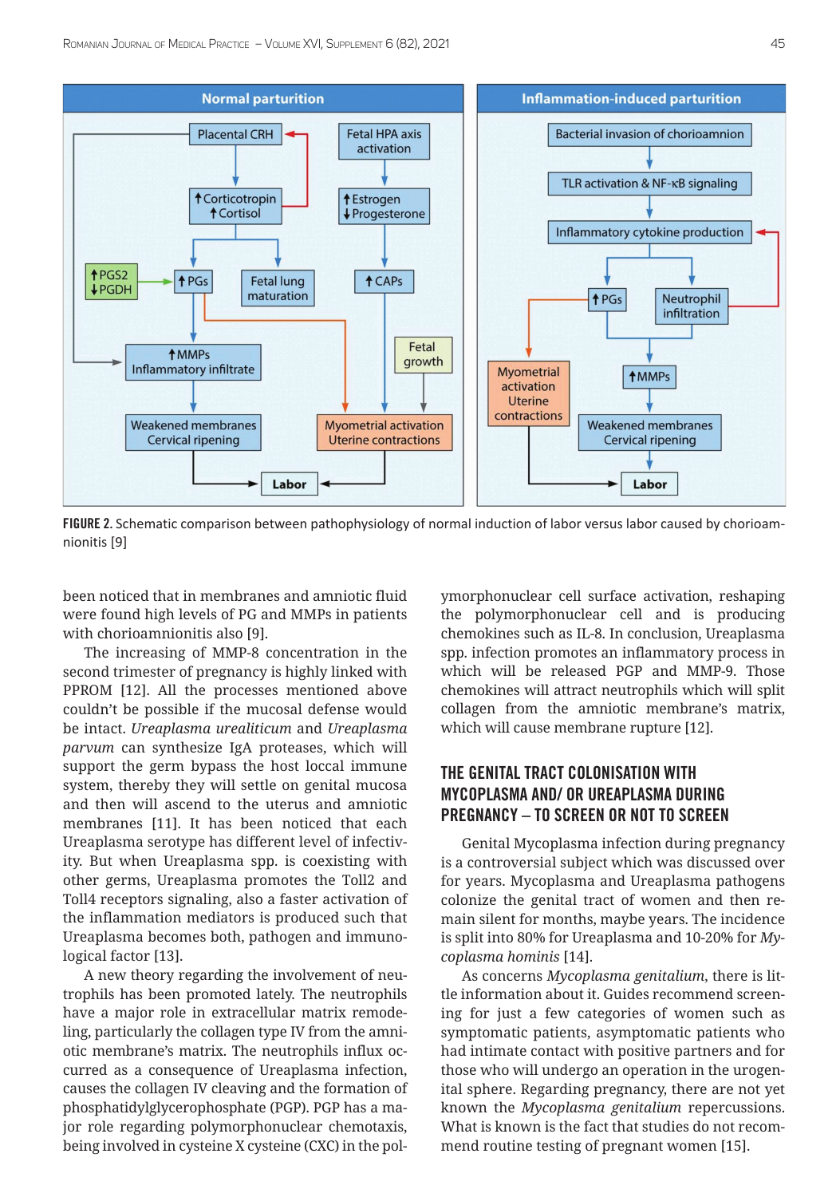FIGURE 2. Schematic comparison between pathophysiology of normal induction of labor versus labor caused by chorioamnionitis [9]

been noticed that in membranes and amniotic fluid were found high levels of PG and MMPs in patients with chorioamnionitis also [9].

The increasing of MMP-8 concentration in the second trimester of pregnancy is highly linked with PPROM [12]. All the processes mentioned above couldn't be possible if the mucosal defense would be intact. *Ureaplasma urealiticum* and *Ureaplasma parvum* can synthesize IgA proteases, which will support the germ bypass the host loccal immune system, thereby they will settle on genital mucosa and then will ascend to the uterus and amniotic membranes [11]. It has been noticed that each Ureaplasma serotype has different level of infectivity. But when Ureaplasma spp. is coexisting with other germs, Ureaplasma promotes the Toll2 and Toll4 receptors signaling, also a faster activation of the inflammation mediators is produced such that Ureaplasma becomes both, pathogen and immunological factor [13].

A new theory regarding the involvement of neutrophils has been promoted lately. The neutrophils have a major role in extracellular matrix remodeling, particularly the collagen type IV from the amniotic membrane's matrix. The neutrophils influx occurred as a consequence of Ureaplasma infection, causes the collagen IV cleaving and the formation of phosphatidylglycerophosphate (PGP). PGP has a major role regarding polymorphonuclear chemotaxis, being involved in cysteine X cysteine (CXC) in the polymorphonuclear cell surface activation, reshaping the polymorphonuclear cell and is producing chemokines such as IL-8. In conclusion, Ureaplasma spp. infection promotes an inflammatory process in which will be released PGP and MMP-9. Those chemokines will attract neutrophils which will split collagen from the amniotic membrane's matrix, which will cause membrane rupture [12].

## THE GENITAL TRACT COLONISATION WITH MYCOPLASMA AND/ OR UREAPLASMA DURING PREGNANCY – TO SCREEN OR NOT TO SCREEN

Genital Mycoplasma infection during pregnancy is a controversial subject which was discussed over for years. Mycoplasma and Ureaplasma pathogens colonize the genital tract of women and then remain silent for months, maybe years. The incidence is split into 80% for Ureaplasma and 10-20% for *Mycoplasma hominis* [14].

As concerns *Mycoplasma genitalium*, there is little information about it. Guides recommend screening for just a few categories of women such as symptomatic patients, asymptomatic patients who had intimate contact with positive partners and for those who will undergo an operation in the urogenital sphere. Regarding pregnancy, there are not yet known the *Mycoplasma genitalium* repercussions. What is known is the fact that studies do not recommend routine testing of pregnant women [15].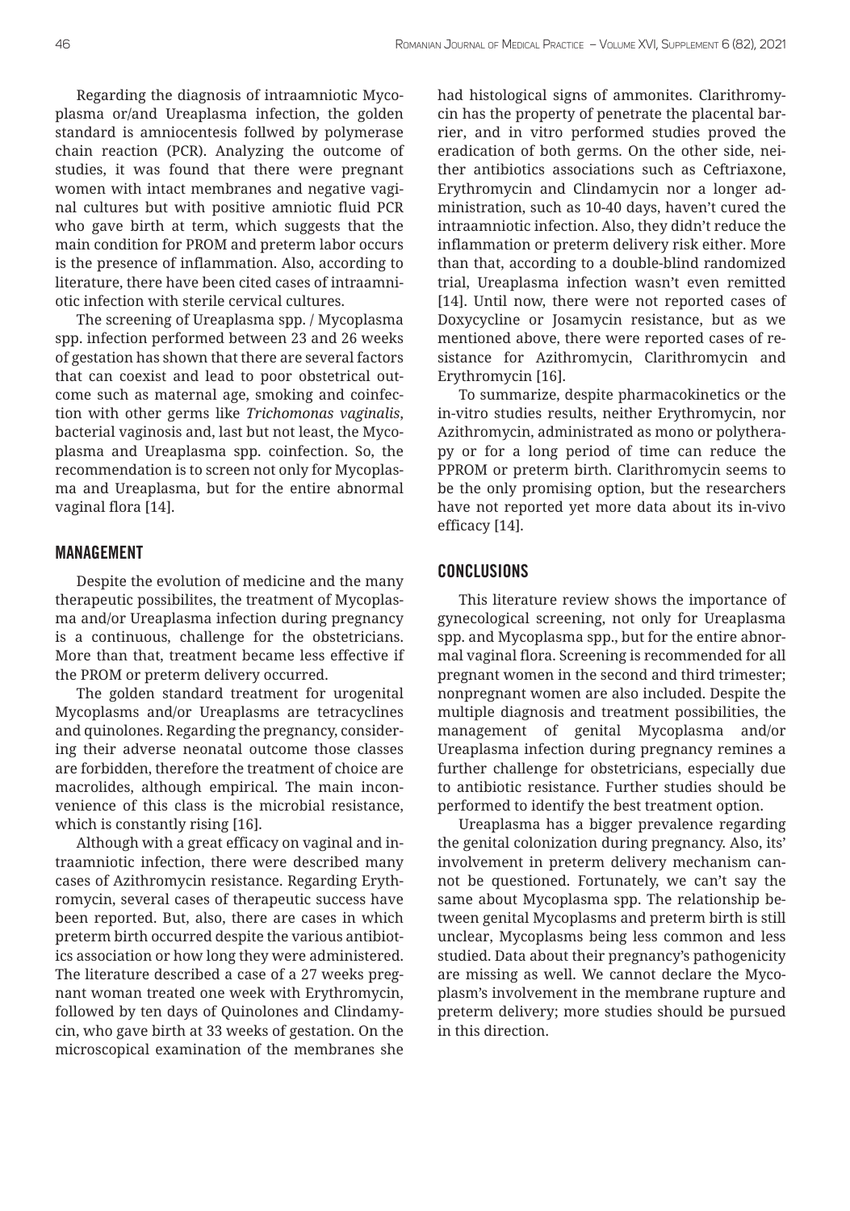Regarding the diagnosis of intraamniotic Mycoplasma or/and Ureaplasma infection, the golden standard is amniocentesis follwed by polymerase chain reaction (PCR). Analyzing the outcome of studies, it was found that there were pregnant women with intact membranes and negative vaginal cultures but with positive amniotic fluid PCR who gave birth at term, which suggests that the main condition for PROM and preterm labor occurs is the presence of inflammation. Also, according to literature, there have been cited cases of intraamniotic infection with sterile cervical cultures.

The screening of Ureaplasma spp. / Mycoplasma spp. infection performed between 23 and 26 weeks of gestation has shown that there are several factors that can coexist and lead to poor obstetrical outcome such as maternal age, smoking and coinfection with other germs like *Trichomonas vaginalis*, bacterial vaginosis and, last but not least, the Mycoplasma and Ureaplasma spp. coinfection. So, the recommendation is to screen not only for Mycoplasma and Ureaplasma, but for the entire abnormal vaginal flora [14].

## MANAGEMENT

Despite the evolution of medicine and the many therapeutic possibilites, the treatment of Mycoplasma and/or Ureaplasma infection during pregnancy is a continuous, challenge for the obstetricians. More than that, treatment became less effective if the PROM or preterm delivery occurred.

The golden standard treatment for urogenital Mycoplasms and/or Ureaplasms are tetracyclines and quinolones. Regarding the pregnancy, considering their adverse neonatal outcome those classes are forbidden, therefore the treatment of choice are macrolides, although empirical. The main inconvenience of this class is the microbial resistance, which is constantly rising [16].

Although with a great efficacy on vaginal and intraamniotic infection, there were described many cases of Azithromycin resistance. Regarding Erythromycin, several cases of therapeutic success have been reported. But, also, there are cases in which preterm birth occurred despite the various antibiotics association or how long they were administered. The literature described a case of a 27 weeks pregnant woman treated one week with Erythromycin, followed by ten days of Quinolones and Clindamycin, who gave birth at 33 weeks of gestation. On the microscopical examination of the membranes she had histological signs of ammonites. Clarithromycin has the property of penetrate the placental barrier, and in vitro performed studies proved the eradication of both germs. On the other side, neither antibiotics associations such as Ceftriaxone, Erythromycin and Clindamycin nor a longer administration, such as 10-40 days, haven't cured the intraamniotic infection. Also, they didn't reduce the inflammation or preterm delivery risk either. More than that, according to a double-blind randomized trial, Ureaplasma infection wasn't even remitted [14]. Until now, there were not reported cases of Doxycycline or Josamycin resistance, but as we mentioned above, there were reported cases of resistance for Azithromycin, Clarithromycin and Erythromycin [16].

To summarize, despite pharmacokinetics or the in-vitro studies results, neither Erythromycin, nor Azithromycin, administrated as mono or polytherapy or for a long period of time can reduce the PPROM or preterm birth. Clarithromycin seems to be the only promising option, but the researchers have not reported yet more data about its in-vivo efficacy [14].

## CONCLUSIONS

This literature review shows the importance of gynecological screening, not only for Ureaplasma spp. and Mycoplasma spp., but for the entire abnormal vaginal flora. Screening is recommended for all pregnant women in the second and third trimester; nonpregnant women are also included. Despite the multiple diagnosis and treatment possibilities, the management of genital Mycoplasma and/or Ureaplasma infection during pregnancy remines a further challenge for obstetricians, especially due to antibiotic resistance. Further studies should be performed to identify the best treatment option.

Ureaplasma has a bigger prevalence regarding the genital colonization during pregnancy. Also, its' involvement in preterm delivery mechanism cannot be questioned. Fortunately, we can't say the same about Mycoplasma spp. The relationship between genital Mycoplasms and preterm birth is still unclear, Mycoplasms being less common and less studied. Data about their pregnancy's pathogenicity are missing as well. We cannot declare the Mycoplasm's involvement in the membrane rupture and preterm delivery; more studies should be pursued in this direction.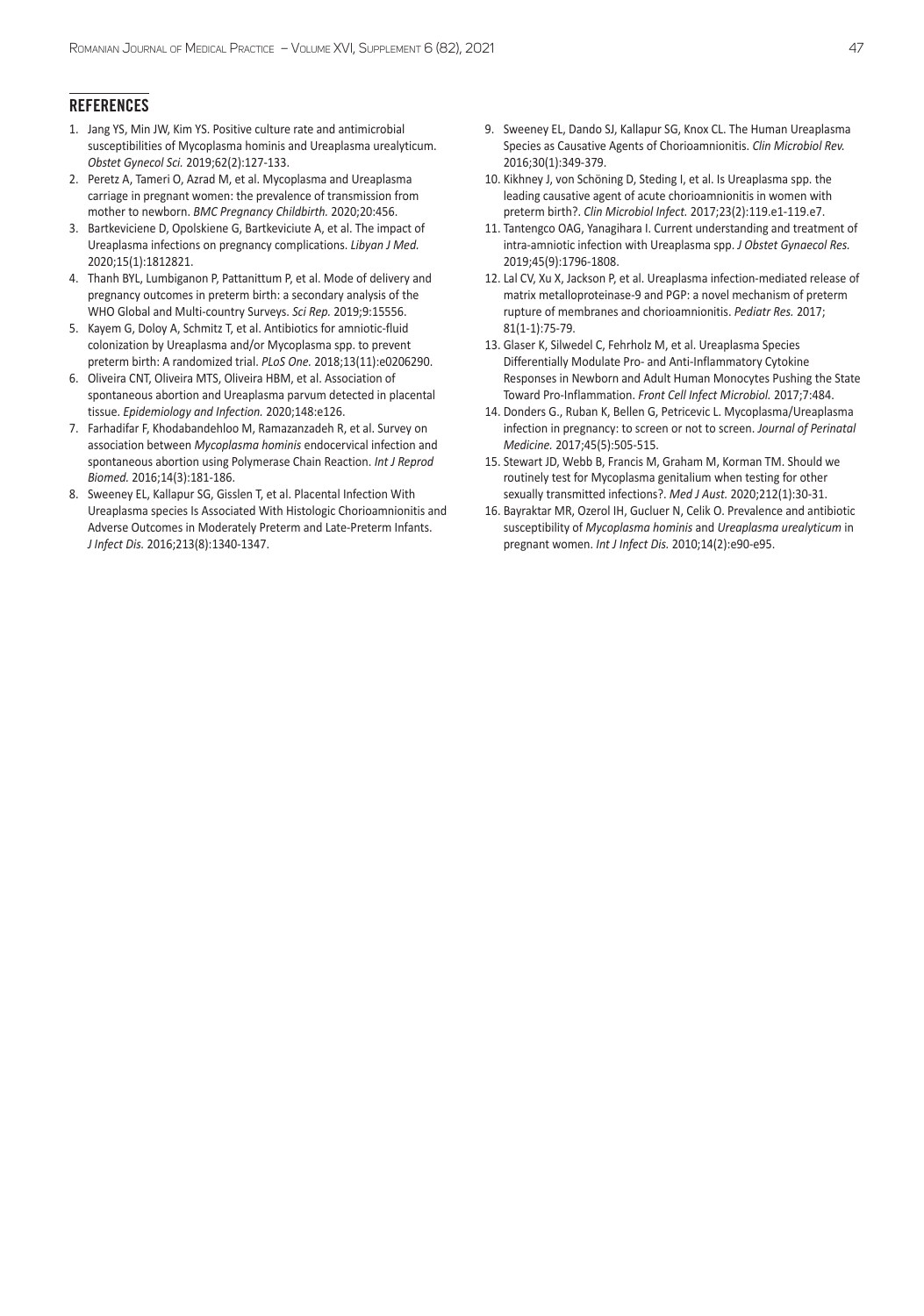## REFERENCES

1. Jang YS, Min JW, Kim YS. Positive culture rate and antimicrobial susceptibilities of Mycoplasma hominis and Ureaplasma urealyticum. *Obstet Gynecol Sci.* 2019;62(2):127-133.
2. Peretz A, Tameri O, Azrad M, et al. Mycoplasma and Ureaplasma carriage in pregnant women: the prevalence of transmission from mother to newborn. *BMC Pregnancy Childbirth.* 2020;20:456.
3. Bartkeviciene D, Opolskiene G, Bartkeviciute A, et al. The impact of Ureaplasma infections on pregnancy complications. *Libyan J Med.* 2020;15(1):1812821.
4. Thanh BYL, Lumbiganon P, Pattanittum P, et al. Mode of delivery and pregnancy outcomes in preterm birth: a secondary analysis of the WHO Global and Multi-country Surveys. *Sci Rep.* 2019;9:15556.
5. Kayem G, Doloy A, Schmitz T, et al. Antibiotics for amniotic-fluid colonization by Ureaplasma and/or Mycoplasma spp. to prevent preterm birth: A randomized trial. *PLoS One.* 2018;13(11):e0206290.
6. Oliveira CNT, Oliveira MTS, Oliveira HBM, et al. Association of spontaneous abortion and Ureaplasma parvum detected in placental tissue. *Epidemiology and Infection.* 2020;148:e126.
7. Farhadifar F, Khodabandehloo M, Ramazanzadeh R, et al. Survey on association between *Mycoplasma hominis* endocervical infection and spontaneous abortion using Polymerase Chain Reaction. *Int J Reprod Biomed.* 2016;14(3):181-186.
8. Sweeney EL, Kallapur SG, Gisslen T, et al. Placental Infection With Ureaplasma species Is Associated With Histologic Chorioamnionitis and Adverse Outcomes in Moderately Preterm and Late-Preterm Infants. *J Infect Dis.* 2016;213(8):1340-1347.
9. Sweeney EL, Dando SJ, Kallapur SG, Knox CL. The Human Ureaplasma Species as Causative Agents of Chorioamnionitis. *Clin Microbiol Rev.* 2016;30(1):349-379.
10. Kikhney J, von Schöning D, Steding I, et al. Is Ureaplasma spp. the leading causative agent of acute chorioamnionitis in women with preterm birth?. *Clin Microbiol Infect.* 2017;23(2):119.e1-119.e7.
11. Tantengco OAG, Yanagihara I. Current understanding and treatment of intra-amniotic infection with Ureaplasma spp. *J Obstet Gynaecol Res.* 2019;45(9):1796-1808.
12. Lal CV, Xu X, Jackson P, et al. Ureaplasma infection-mediated release of matrix metalloproteinase-9 and PGP: a novel mechanism of preterm rupture of membranes and chorioamnionitis. *Pediatr Res.* 2017; 81(1-1):75-79.
13. Glaser K, Silwedel C, Fehrholz M, et al. Ureaplasma Species Differentially Modulate Pro- and Anti-Inflammatory Cytokine Responses in Newborn and Adult Human Monocytes Pushing the State Toward Pro-Inflammation. *Front Cell Infect Microbiol.* 2017;7:484.
14. Donders G., Ruban K, Bellen G, Petricevic L. Mycoplasma/Ureaplasma infection in pregnancy: to screen or not to screen. *Journal of Perinatal Medicine.* 2017;45(5):505-515.
15. Stewart JD, Webb B, Francis M, Graham M, Korman TM. Should we routinely test for Mycoplasma genitalium when testing for other sexually transmitted infections?. *Med J Aust.* 2020;212(1):30-31.
16. Bayraktar MR, Ozerol IH, Gucluer N, Celik O. Prevalence and antibiotic susceptibility of *Mycoplasma hominis* and *Ureaplasma urealyticum* in pregnant women. *Int J Infect Dis.* 2010;14(2):e90-e95.